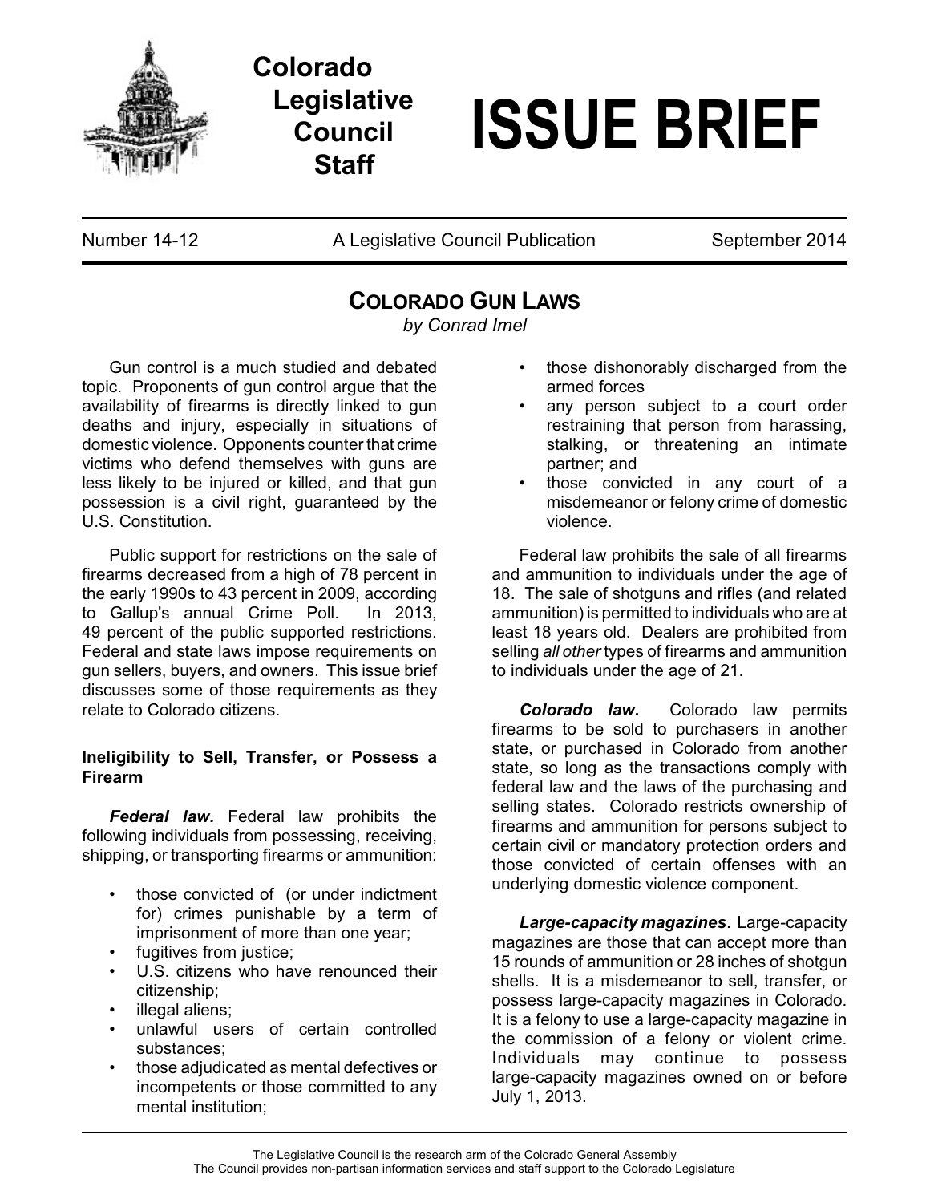**Colorado Legislative Council Staff**

# ISSUE BRIEF

Number 14-12 | A Legislative Council Publication | September 2014

## COLORADO GUN LAWS

*by Conrad Imel*

Gun control is a much studied and debated topic. Proponents of gun control argue that the availability of firearms is directly linked to gun deaths and injury, especially in situations of domestic violence. Opponents counter that crime victims who defend themselves with guns are less likely to be injured or killed, and that gun possession is a civil right, guaranteed by the U.S. Constitution.

Public support for restrictions on the sale of firearms decreased from a high of 78 percent in the early 1990s to 43 percent in 2009, according to Gallup's annual Crime Poll. In 2013, 49 percent of the public supported restrictions. Federal and state laws impose requirements on gun sellers, buyers, and owners. This issue brief discusses some of those requirements as they relate to Colorado citizens.

### Ineligibility to Sell, Transfer, or Possess a Firearm

***Federal law.*** Federal law prohibits the following individuals from possessing, receiving, shipping, or transporting firearms or ammunition:

- those convicted of (or under indictment for) crimes punishable by a term of imprisonment of more than one year;
- fugitives from justice;
- U.S. citizens who have renounced their citizenship;
- illegal aliens;
- unlawful users of certain controlled substances;
- those adjudicated as mental defectives or incompetents or those committed to any mental institution;
- those dishonorably discharged from the armed forces
- any person subject to a court order restraining that person from harassing, stalking, or threatening an intimate partner; and
- those convicted in any court of a misdemeanor or felony crime of domestic violence.

Federal law prohibits the sale of all firearms and ammunition to individuals under the age of 18. The sale of shotguns and rifles (and related ammunition) is permitted to individuals who are at least 18 years old. Dealers are prohibited from selling *all other* types of firearms and ammunition to individuals under the age of 21.

***Colorado law.*** Colorado law permits firearms to be sold to purchasers in another state, or purchased in Colorado from another state, so long as the transactions comply with federal law and the laws of the purchasing and selling states. Colorado restricts ownership of firearms and ammunition for persons subject to certain civil or mandatory protection orders and those convicted of certain offenses with an underlying domestic violence component.

***Large-capacity magazines***. Large-capacity magazines are those that can accept more than 15 rounds of ammunition or 28 inches of shotgun shells. It is a misdemeanor to sell, transfer, or possess large-capacity magazines in Colorado. It is a felony to use a large-capacity magazine in the commission of a felony or violent crime. Individuals may continue to possess large-capacity magazines owned on or before July 1, 2013.

The Legislative Council is the research arm of the Colorado General Assembly
The Council provides non-partisan information services and staff support to the Colorado Legislature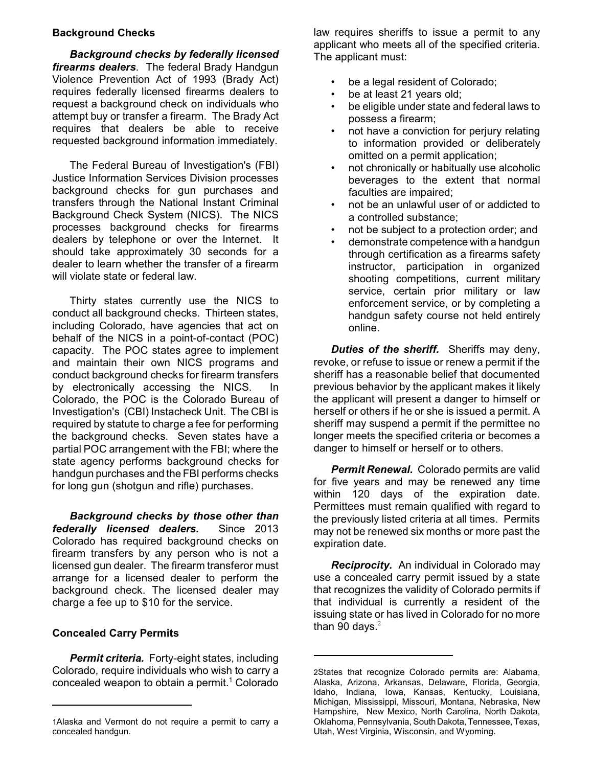## Background Checks

***Background checks by federally licensed firearms dealers.*** The federal Brady Handgun Violence Prevention Act of 1993 (Brady Act) requires federally licensed firearms dealers to request a background check on individuals who attempt buy or transfer a firearm. The Brady Act requires that dealers be able to receive requested background information immediately.

The Federal Bureau of Investigation's (FBI) Justice Information Services Division processes background checks for gun purchases and transfers through the National Instant Criminal Background Check System (NICS). The NICS processes background checks for firearms dealers by telephone or over the Internet. It should take approximately 30 seconds for a dealer to learn whether the transfer of a firearm will violate state or federal law.

Thirty states currently use the NICS to conduct all background checks. Thirteen states, including Colorado, have agencies that act on behalf of the NICS in a point-of-contact (POC) capacity. The POC states agree to implement and maintain their own NICS programs and conduct background checks for firearm transfers by electronically accessing the NICS. In Colorado, the POC is the Colorado Bureau of Investigation's (CBI) Instacheck Unit. The CBI is required by statute to charge a fee for performing the background checks. Seven states have a partial POC arrangement with the FBI; where the state agency performs background checks for handgun purchases and the FBI performs checks for long gun (shotgun and rifle) purchases.

***Background checks by those other than federally licensed dealers.*** Since 2013 Colorado has required background checks on firearm transfers by any person who is not a licensed gun dealer. The firearm transferor must arrange for a licensed dealer to perform the background check. The licensed dealer may charge a fee up to $10 for the service.

## Concealed Carry Permits

***Permit criteria.*** Forty-eight states, including Colorado, require individuals who wish to carry a concealed weapon to obtain a permit.[1] Colorado law requires sheriffs to issue a permit to any applicant who meets all of the specified criteria. The applicant must:

- be a legal resident of Colorado;
- be at least 21 years old;
- be eligible under state and federal laws to possess a firearm;
- not have a conviction for perjury relating to information provided or deliberately omitted on a permit application;
- not chronically or habitually use alcoholic beverages to the extent that normal faculties are impaired;
- not be an unlawful user of or addicted to a controlled substance;
- not be subject to a protection order; and
- demonstrate competence with a handgun through certification as a firearms safety instructor, participation in organized shooting competitions, current military service, certain prior military or law enforcement service, or by completing a handgun safety course not held entirely online.

***Duties of the sheriff.*** Sheriffs may deny, revoke, or refuse to issue or renew a permit if the sheriff has a reasonable belief that documented previous behavior by the applicant makes it likely the applicant will present a danger to himself or herself or others if he or she is issued a permit. A sheriff may suspend a permit if the permittee no longer meets the specified criteria or becomes a danger to himself or herself or to others.

***Permit Renewal.*** Colorado permits are valid for five years and may be renewed any time within 120 days of the expiration date. Permittees must remain qualified with regard to the previously listed criteria at all times. Permits may not be renewed six months or more past the expiration date.

***Reciprocity.*** An individual in Colorado may use a concealed carry permit issued by a state that recognizes the validity of Colorado permits if that individual is currently a resident of the issuing state or has lived in Colorado for no more than 90 days.[2]

---

1 Alaska and Vermont do not require a permit to carry a concealed handgun.

2 States that recognize Colorado permits are: Alabama, Alaska, Arizona, Arkansas, Delaware, Florida, Georgia, Idaho, Indiana, Iowa, Kansas, Kentucky, Louisiana, Michigan, Mississippi, Missouri, Montana, Nebraska, New Hampshire, New Mexico, North Carolina, North Dakota, Oklahoma, Pennsylvania, South Dakota, Tennessee, Texas, Utah, West Virginia, Wisconsin, and Wyoming.